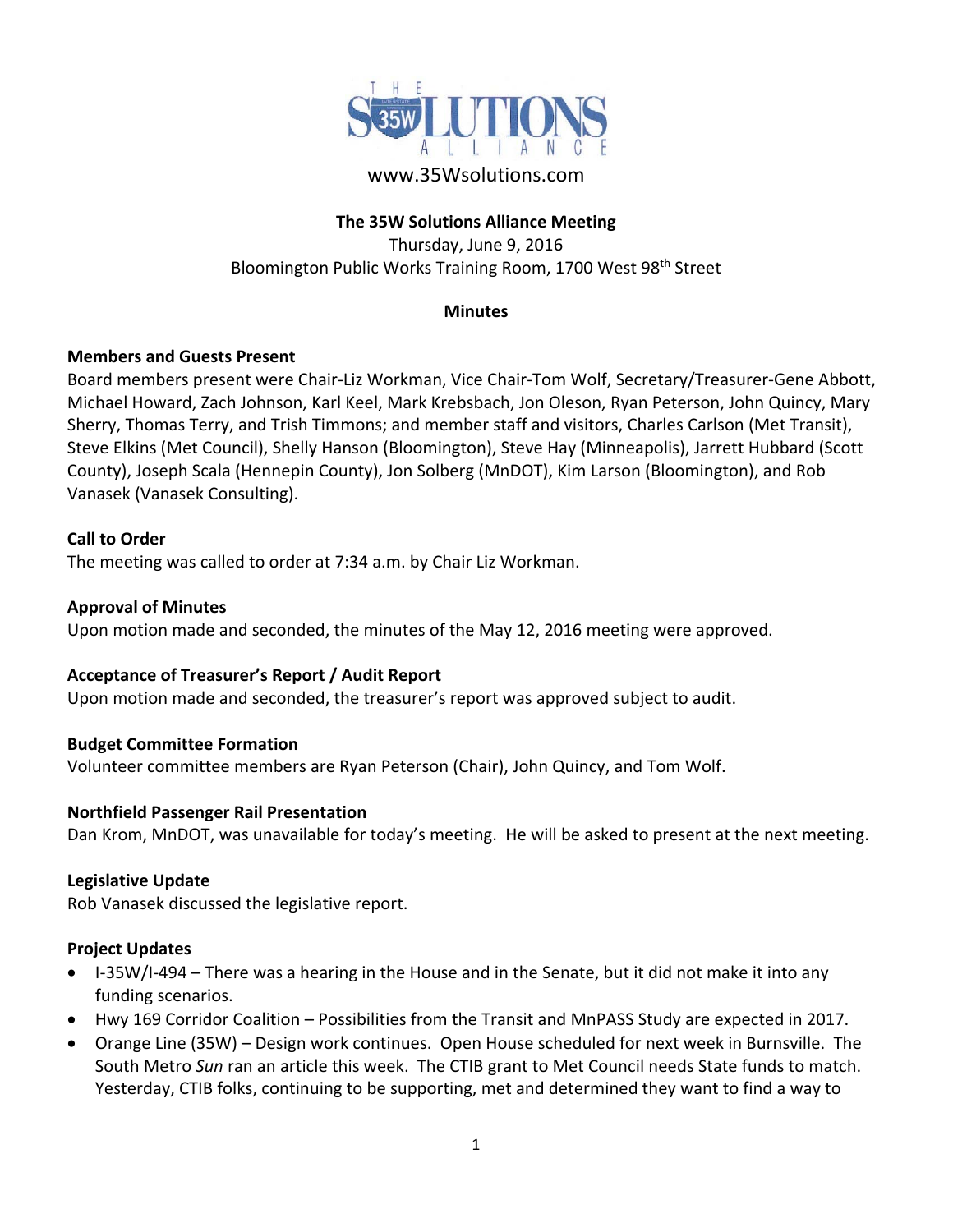THE 35W SOLUTIONS ALLIANCE

www.35Wsolutions.com

# The 35W Solutions Alliance Meeting

Thursday, June 9, 2016
Bloomington Public Works Training Room, 1700 West 98th Street

## Minutes

### Members and Guests Present

Board members present were Chair-Liz Workman, Vice Chair-Tom Wolf, Secretary/Treasurer-Gene Abbott, Michael Howard, Zach Johnson, Karl Keel, Mark Krebsbach, Jon Oleson, Ryan Peterson, John Quincy, Mary Sherry, Thomas Terry, and Trish Timmons; and member staff and visitors, Charles Carlson (Met Transit), Steve Elkins (Met Council), Shelly Hanson (Bloomington), Steve Hay (Minneapolis), Jarrett Hubbard (Scott County), Joseph Scala (Hennepin County), Jon Solberg (MnDOT), Kim Larson (Bloomington), and Rob Vanasek (Vanasek Consulting).

### Call to Order

The meeting was called to order at 7:34 a.m. by Chair Liz Workman.

### Approval of Minutes

Upon motion made and seconded, the minutes of the May 12, 2016 meeting were approved.

### Acceptance of Treasurer's Report / Audit Report

Upon motion made and seconded, the treasurer's report was approved subject to audit.

### Budget Committee Formation

Volunteer committee members are Ryan Peterson (Chair), John Quincy, and Tom Wolf.

### Northfield Passenger Rail Presentation

Dan Krom, MnDOT, was unavailable for today's meeting. He will be asked to present at the next meeting.

### Legislative Update

Rob Vanasek discussed the legislative report.

### Project Updates

- I-35W/I-494 – There was a hearing in the House and in the Senate, but it did not make it into any funding scenarios.
- Hwy 169 Corridor Coalition – Possibilities from the Transit and MnPASS Study are expected in 2017.
- Orange Line (35W) – Design work continues. Open House scheduled for next week in Burnsville. The South Metro *Sun* ran an article this week. The CTIB grant to Met Council needs State funds to match. Yesterday, CTIB folks, continuing to be supporting, met and determined they want to find a way to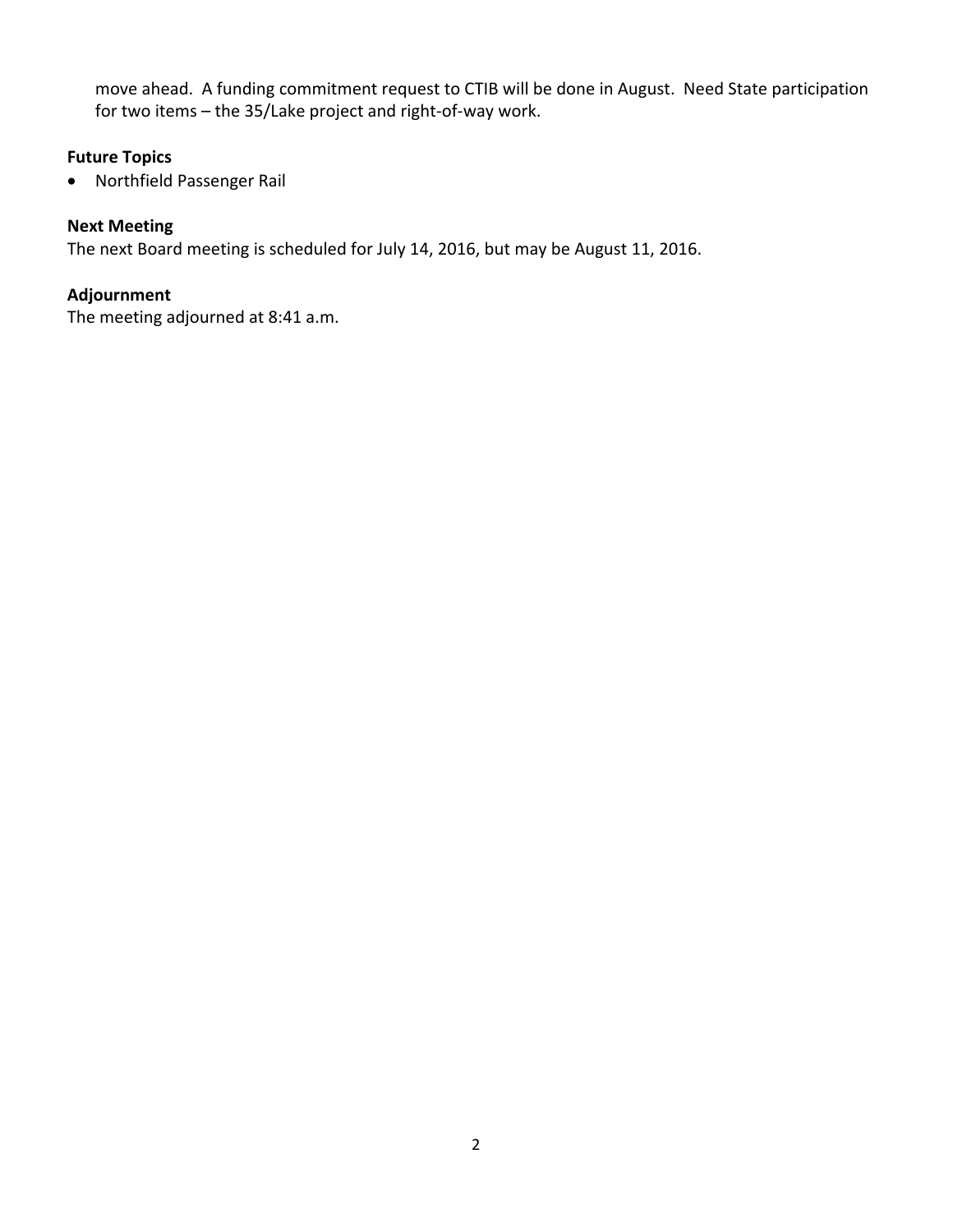move ahead. A funding commitment request to CTIB will be done in August. Need State participation for two items – the 35/Lake project and right-of-way work.

**Future Topics**

- Northfield Passenger Rail

**Next Meeting**

The next Board meeting is scheduled for July 14, 2016, but may be August 11, 2016.

**Adjournment**

The meeting adjourned at 8:41 a.m.